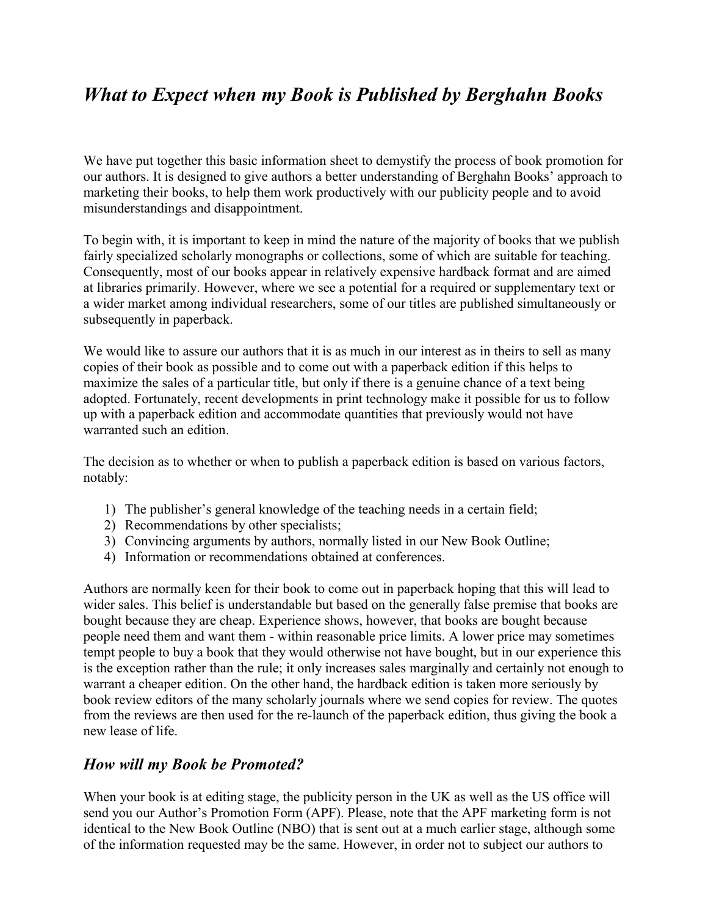# *What to Expect when my Book is Published by Berghahn Books*

We have put together this basic information sheet to demystify the process of book promotion for our authors. It is designed to give authors a better understanding of Berghahn Books' approach to marketing their books, to help them work productively with our publicity people and to avoid misunderstandings and disappointment.

To begin with, it is important to keep in mind the nature of the majority of books that we publish fairly specialized scholarly monographs or collections, some of which are suitable for teaching. Consequently, most of our books appear in relatively expensive hardback format and are aimed at libraries primarily. However, where we see a potential for a required or supplementary text or a wider market among individual researchers, some of our titles are published simultaneously or subsequently in paperback.

We would like to assure our authors that it is as much in our interest as in theirs to sell as many copies of their book as possible and to come out with a paperback edition if this helps to maximize the sales of a particular title, but only if there is a genuine chance of a text being adopted. Fortunately, recent developments in print technology make it possible for us to follow up with a paperback edition and accommodate quantities that previously would not have warranted such an edition.

The decision as to whether or when to publish a paperback edition is based on various factors, notably:

1) The publisher's general knowledge of the teaching needs in a certain field;
2) Recommendations by other specialists;
3) Convincing arguments by authors, normally listed in our New Book Outline;
4) Information or recommendations obtained at conferences.

Authors are normally keen for their book to come out in paperback hoping that this will lead to wider sales. This belief is understandable but based on the generally false premise that books are bought because they are cheap. Experience shows, however, that books are bought because people need them and want them - within reasonable price limits. A lower price may sometimes tempt people to buy a book that they would otherwise not have bought, but in our experience this is the exception rather than the rule; it only increases sales marginally and certainly not enough to warrant a cheaper edition. On the other hand, the hardback edition is taken more seriously by book review editors of the many scholarly journals where we send copies for review. The quotes from the reviews are then used for the re-launch of the paperback edition, thus giving the book a new lease of life.

## *How will my Book be Promoted?*

When your book is at editing stage, the publicity person in the UK as well as the US office will send you our Author's Promotion Form (APF). Please, note that the APF marketing form is not identical to the New Book Outline (NBO) that is sent out at a much earlier stage, although some of the information requested may be the same. However, in order not to subject our authors to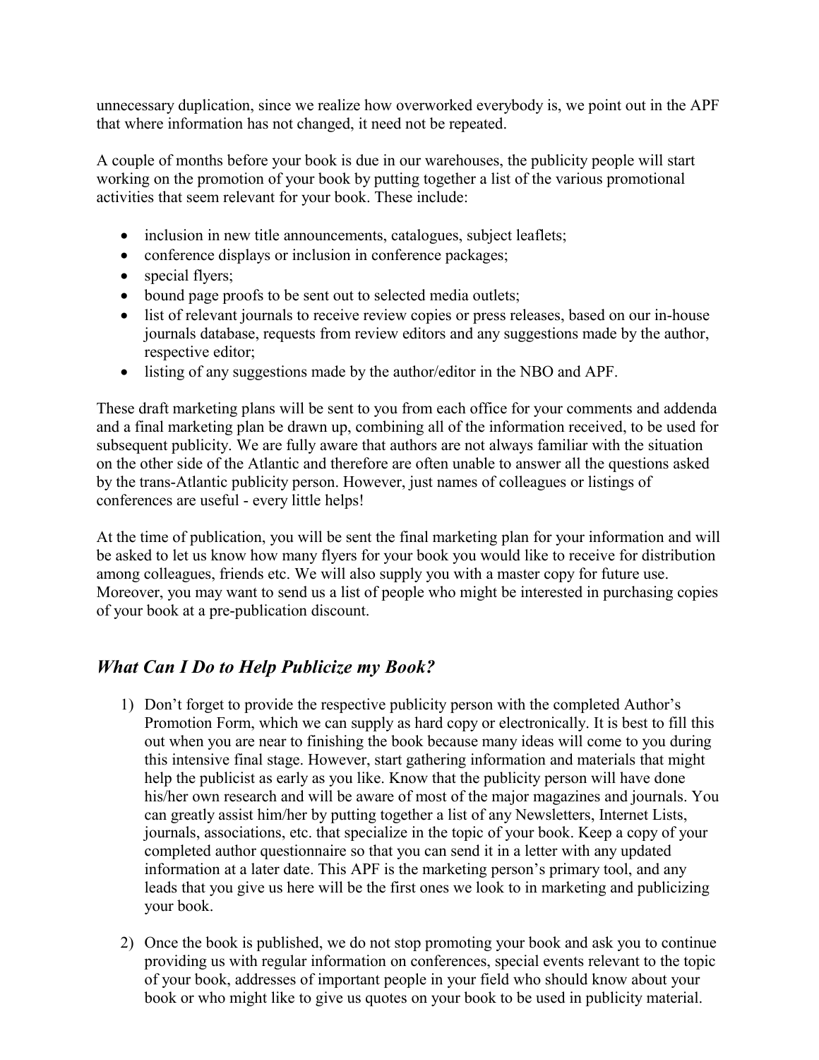unnecessary duplication, since we realize how overworked everybody is, we point out in the APF that where information has not changed, it need not be repeated.

A couple of months before your book is due in our warehouses, the publicity people will start working on the promotion of your book by putting together a list of the various promotional activities that seem relevant for your book. These include:

- inclusion in new title announcements, catalogues, subject leaflets;
- conference displays or inclusion in conference packages;
- special flyers;
- bound page proofs to be sent out to selected media outlets;
- list of relevant journals to receive review copies or press releases, based on our in-house journals database, requests from review editors and any suggestions made by the author, respective editor;
- listing of any suggestions made by the author/editor in the NBO and APF.

These draft marketing plans will be sent to you from each office for your comments and addenda and a final marketing plan be drawn up, combining all of the information received, to be used for subsequent publicity. We are fully aware that authors are not always familiar with the situation on the other side of the Atlantic and therefore are often unable to answer all the questions asked by the trans-Atlantic publicity person. However, just names of colleagues or listings of conferences are useful - every little helps!

At the time of publication, you will be sent the final marketing plan for your information and will be asked to let us know how many flyers for your book you would like to receive for distribution among colleagues, friends etc. We will also supply you with a master copy for future use. Moreover, you may want to send us a list of people who might be interested in purchasing copies of your book at a pre-publication discount.

## *What Can I Do to Help Publicize my Book?*

1) Don't forget to provide the respective publicity person with the completed Author's Promotion Form, which we can supply as hard copy or electronically. It is best to fill this out when you are near to finishing the book because many ideas will come to you during this intensive final stage. However, start gathering information and materials that might help the publicist as early as you like. Know that the publicity person will have done his/her own research and will be aware of most of the major magazines and journals. You can greatly assist him/her by putting together a list of any Newsletters, Internet Lists, journals, associations, etc. that specialize in the topic of your book. Keep a copy of your completed author questionnaire so that you can send it in a letter with any updated information at a later date. This APF is the marketing person's primary tool, and any leads that you give us here will be the first ones we look to in marketing and publicizing your book.

2) Once the book is published, we do not stop promoting your book and ask you to continue providing us with regular information on conferences, special events relevant to the topic of your book, addresses of important people in your field who should know about your book or who might like to give us quotes on your book to be used in publicity material.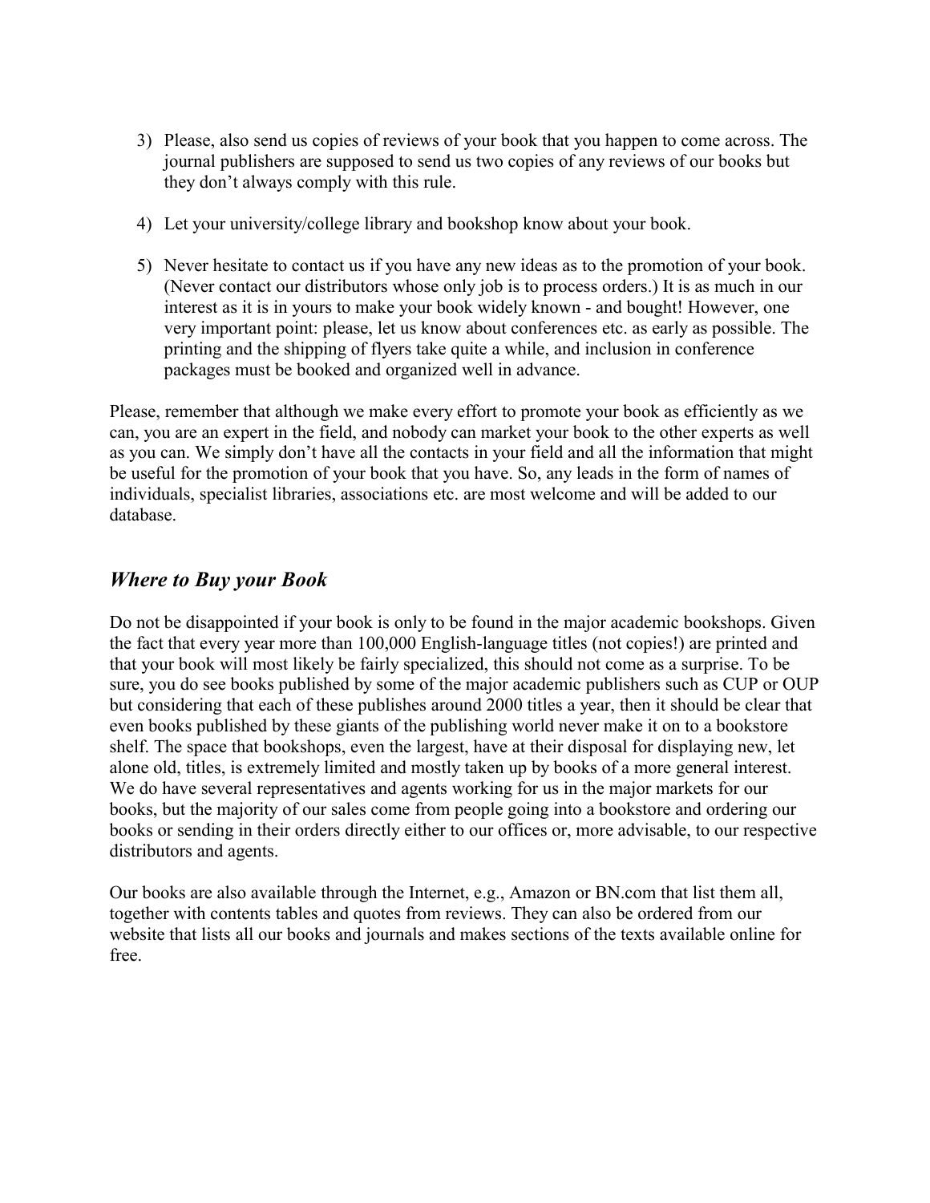3) Please, also send us copies of reviews of your book that you happen to come across. The journal publishers are supposed to send us two copies of any reviews of our books but they don't always comply with this rule.

4) Let your university/college library and bookshop know about your book.

5) Never hesitate to contact us if you have any new ideas as to the promotion of your book. (Never contact our distributors whose only job is to process orders.) It is as much in our interest as it is in yours to make your book widely known - and bought! However, one very important point: please, let us know about conferences etc. as early as possible. The printing and the shipping of flyers take quite a while, and inclusion in conference packages must be booked and organized well in advance.

Please, remember that although we make every effort to promote your book as efficiently as we can, you are an expert in the field, and nobody can market your book to the other experts as well as you can. We simply don't have all the contacts in your field and all the information that might be useful for the promotion of your book that you have. So, any leads in the form of names of individuals, specialist libraries, associations etc. are most welcome and will be added to our database.

## *Where to Buy your Book*

Do not be disappointed if your book is only to be found in the major academic bookshops. Given the fact that every year more than 100,000 English-language titles (not copies!) are printed and that your book will most likely be fairly specialized, this should not come as a surprise. To be sure, you do see books published by some of the major academic publishers such as CUP or OUP but considering that each of these publishes around 2000 titles a year, then it should be clear that even books published by these giants of the publishing world never make it on to a bookstore shelf. The space that bookshops, even the largest, have at their disposal for displaying new, let alone old, titles, is extremely limited and mostly taken up by books of a more general interest. We do have several representatives and agents working for us in the major markets for our books, but the majority of our sales come from people going into a bookstore and ordering our books or sending in their orders directly either to our offices or, more advisable, to our respective distributors and agents.

Our books are also available through the Internet, e.g., Amazon or BN.com that list them all, together with contents tables and quotes from reviews. They can also be ordered from our website that lists all our books and journals and makes sections of the texts available online for free.